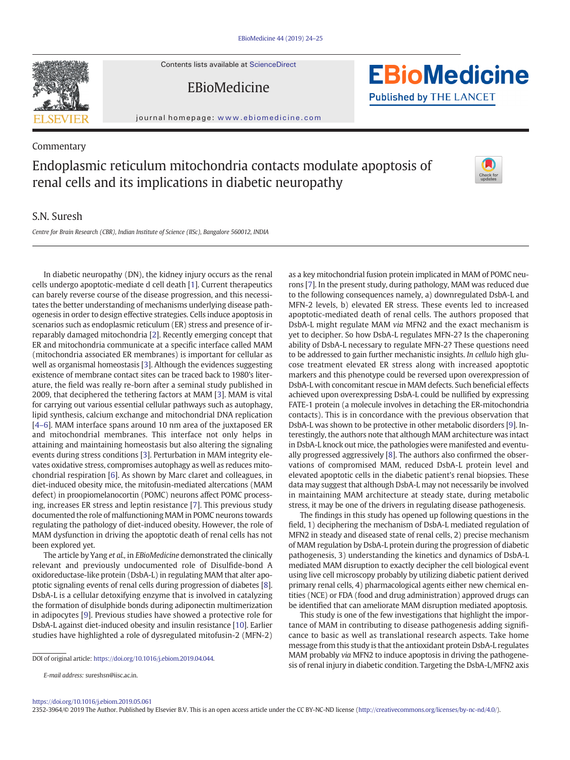Commentary

# Endoplasmic reticulum mitochondria contacts modulate apoptosis of renal cells and its implications in diabetic neuropathy

S.N. Suresh

*Centre for Brain Research (CBR), Indian Institute of Science (IISc), Bangalore 560012, INDIA*

In diabetic neuropathy (DN), the kidney injury occurs as the renal cells undergo apoptotic-mediate d cell death [1]. Current therapeutics can barely reverse course of the disease progression, and this necessitates the better understanding of mechanisms underlying disease pathogenesis in order to design effective strategies. Cells induce apoptosis in scenarios such as endoplasmic reticulum (ER) stress and presence of irreparably damaged mitochondria [2]. Recently emerging concept that ER and mitochondria communicate at a specific interface called MAM (mitochondria associated ER membranes) is important for cellular as well as organismal homeostasis [3]. Although the evidences suggesting existence of membrane contact sites can be traced back to 1980's literature, the field was really re-born after a seminal study published in 2009, that deciphered the tethering factors at MAM [3]. MAM is vital for carrying out various essential cellular pathways such as autophagy, lipid synthesis, calcium exchange and mitochondrial DNA replication [4–6]. MAM interface spans around 10 nm area of the juxtaposed ER and mitochondrial membranes. This interface not only helps in attaining and maintaining homeostasis but also altering the signaling events during stress conditions [3]. Perturbation in MAM integrity elevates oxidative stress, compromises autophagy as well as reduces mitochondrial respiration [6]. As shown by Marc claret and colleagues, in diet-induced obesity mice, the mitofusin-mediated altercations (MAM defect) in proopiomelanocortin (POMC) neurons affect POMC processing, increases ER stress and leptin resistance [7]. This previous study documented the role of malfunctioning MAM in POMC neurons towards regulating the pathology of diet-induced obesity. However, the role of MAM dysfunction in driving the apoptotic death of renal cells has not been explored yet.

The article by Yang *et al.*, in *EBioMedicine* demonstrated the clinically relevant and previously undocumented role of Disulfide-bond A oxidoreductase-like protein (DsbA-L) in regulating MAM that alter apoptotic signaling events of renal cells during progression of diabetes [8]. DsbA-L is a cellular detoxifying enzyme that is involved in catalyzing the formation of disulphide bonds during adiponectin multimerization in adipocytes [9]. Previous studies have showed a protective role for DsbA-L against diet-induced obesity and insulin resistance [10]. Earlier studies have highlighted a role of dysregulated mitofusin-2 (MFN-2) as a key mitochondrial fusion protein implicated in MAM of POMC neurons [7]. In the present study, during pathology, MAM was reduced due to the following consequences namely, a) downregulated DsbA-L and MFN-2 levels, b) elevated ER stress. These events led to increased apoptotic-mediated death of renal cells. The authors proposed that DsbA-L might regulate MAM *via* MFN2 and the exact mechanism is yet to decipher. So how DsbA-L regulates MFN-2? Is the chaperoning ability of DsbA-L necessary to regulate MFN-2? These questions need to be addressed to gain further mechanistic insights. *In cellulo* high glucose treatment elevated ER stress along with increased apoptotic markers and this phenotype could be reversed upon overexpression of DsbA-L with concomitant rescue in MAM defects. Such beneficial effects achieved upon overexpressing DsbA-L could be nullified by expressing FATE-1 protein (a molecule involves in detaching the ER-mitochondria contacts). This is in concordance with the previous observation that DsbA-L was shown to be protective in other metabolic disorders [9]. Interestingly, the authors note that although MAM architecture was intact in DsbA-L knock out mice, the pathologies were manifested and eventually progressed aggressively [8]. The authors also confirmed the observations of compromised MAM, reduced DsbA-L protein level and elevated apoptotic cells in the diabetic patient's renal biopsies. These data may suggest that although DsbA-L may not necessarily be involved in maintaining MAM architecture at steady state, during metabolic stress, it may be one of the drivers in regulating disease pathogenesis.

The findings in this study has opened up following questions in the field, 1) deciphering the mechanism of DsbA-L mediated regulation of MFN2 in steady and diseased state of renal cells, 2) precise mechanism of MAM regulation by DsbA-L protein during the progression of diabetic pathogenesis, 3) understanding the kinetics and dynamics of DsbA-L mediated MAM disruption to exactly decipher the cell biological event using live cell microscopy probably by utilizing diabetic patient derived primary renal cells, 4) pharmacological agents either new chemical entities (NCE) or FDA (food and drug administration) approved drugs can be identified that can ameliorate MAM disruption mediated apoptosis.

This study is one of the few investigations that highlight the importance of MAM in contributing to disease pathogenesis adding significance to basic as well as translational research aspects. Take home message from this study is that the antioxidant protein DsbA-L regulates MAM probably *via* MFN2 to induce apoptosis in driving the pathogenesis of renal injury in diabetic condition. Targeting the DsbA-L/MFN2 axis

DOI of original article: https://doi.org/10.1016/j.ebiom.2019.04.044.

*E-mail address:* sureshsn@iisc.ac.in.

https://doi.org/10.1016/j.ebiom.2019.05.061

2352-3964/© 2019 The Author. Published by Elsevier B.V. This is an open access article under the CC BY-NC-ND license (http://creativecommons.org/licenses/by-nc-nd/4.0/).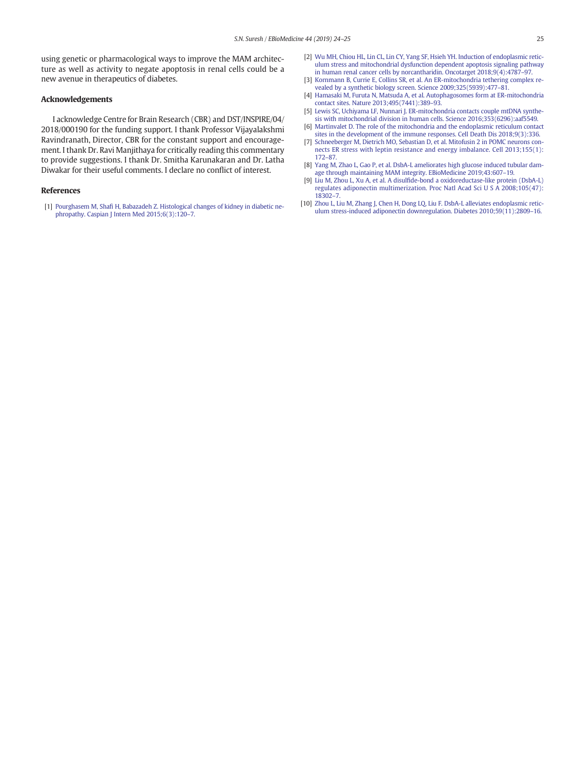using genetic or pharmacological ways to improve the MAM architecture as well as activity to negate apoptosis in renal cells could be a new avenue in therapeutics of diabetes.

## Acknowledgements

I acknowledge Centre for Brain Research (CBR) and DST/INSPIRE/04/2018/000190 for the funding support. I thank Professor Vijayalakshmi Ravindranath, Director, CBR for the constant support and encouragement. I thank Dr. Ravi Manjithaya for critically reading this commentary to provide suggestions. I thank Dr. Smitha Karunakaran and Dr. Latha Diwakar for their useful comments. I declare no conflict of interest.

## References

[1] Pourghasem M, Shafi H, Babazadeh Z. Histological changes of kidney in diabetic nephropathy. Caspian J Intern Med 2015;6(3):120–7.

[2] Wu MH, Chiou HL, Lin CL, Lin CY, Yang SF, Hsieh YH. Induction of endoplasmic reticulum stress and mitochondrial dysfunction dependent apoptosis signaling pathway in human renal cancer cells by norcantharidin. Oncotarget 2018;9(4):4787–97.

[3] Kornmann B, Currie E, Collins SR, et al. An ER-mitochondria tethering complex revealed by a synthetic biology screen. Science 2009;325(5939):477–81.

[4] Hamasaki M, Furuta N, Matsuda A, et al. Autophagosomes form at ER-mitochondria contact sites. Nature 2013;495(7441):389–93.

[5] Lewis SC, Uchiyama LF, Nunnari J. ER-mitochondria contacts couple mtDNA synthesis with mitochondrial division in human cells. Science 2016;353(6296):aaf5549.

[6] Martinvalet D. The role of the mitochondria and the endoplasmic reticulum contact sites in the development of the immune responses. Cell Death Dis 2018;9(3):336.

[7] Schneeberger M, Dietrich MO, Sebastian D, et al. Mitofusin 2 in POMC neurons connects ER stress with leptin resistance and energy imbalance. Cell 2013;155(1):172–87.

[8] Yang M, Zhao L, Gao P, et al. DsbA-L ameliorates high glucose induced tubular damage through maintaining MAM integrity. EBioMedicine 2019;43:607–19.

[9] Liu M, Zhou L, Xu A, et al. A disulfide-bond a oxidoreductase-like protein (DsbA-L) regulates adiponectin multimerization. Proc Natl Acad Sci U S A 2008;105(47):18302–7.

[10] Zhou L, Liu M, Zhang J, Chen H, Dong LQ, Liu F. DsbA-L alleviates endoplasmic reticulum stress-induced adiponectin downregulation. Diabetes 2010;59(11):2809–16.